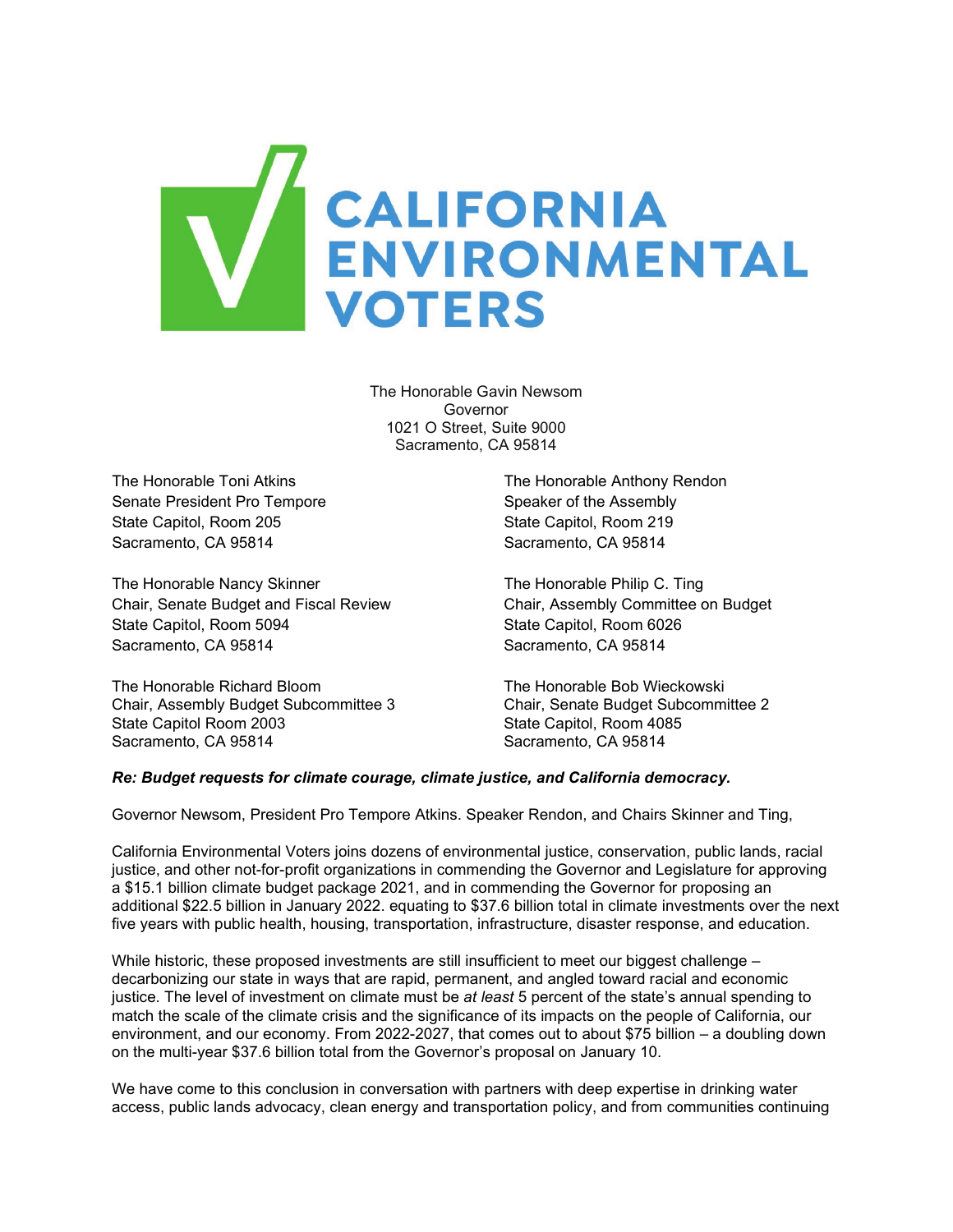# CALIFORNIA ENVIRONMENTAL VOTERS

The Honorable Gavin Newsom
Governor
1021 O Street, Suite 9000
Sacramento, CA 95814

The Honorable Toni Atkins
Senate President Pro Tempore
State Capitol, Room 205
Sacramento, CA 95814

The Honorable Anthony Rendon
Speaker of the Assembly
State Capitol, Room 219
Sacramento, CA 95814

The Honorable Nancy Skinner
Chair, Senate Budget and Fiscal Review
State Capitol, Room 5094
Sacramento, CA 95814

The Honorable Philip C. Ting
Chair, Assembly Committee on Budget
State Capitol, Room 6026
Sacramento, CA 95814

The Honorable Richard Bloom
Chair, Assembly Budget Subcommittee 3
State Capitol Room 2003
Sacramento, CA 95814

The Honorable Bob Wieckowski
Chair, Senate Budget Subcommittee 2
State Capitol, Room 4085
Sacramento, CA 95814

***Re: Budget requests for climate courage, climate justice, and California democracy.***

Governor Newsom, President Pro Tempore Atkins. Speaker Rendon, and Chairs Skinner and Ting,

California Environmental Voters joins dozens of environmental justice, conservation, public lands, racial justice, and other not-for-profit organizations in commending the Governor and Legislature for approving a $15.1 billion climate budget package 2021, and in commending the Governor for proposing an additional $22.5 billion in January 2022. equating to $37.6 billion total in climate investments over the next five years with public health, housing, transportation, infrastructure, disaster response, and education.

While historic, these proposed investments are still insufficient to meet our biggest challenge – decarbonizing our state in ways that are rapid, permanent, and angled toward racial and economic justice. The level of investment on climate must be *at least* 5 percent of the state's annual spending to match the scale of the climate crisis and the significance of its impacts on the people of California, our environment, and our economy. From 2022-2027, that comes out to about $75 billion – a doubling down on the multi-year $37.6 billion total from the Governor's proposal on January 10.

We have come to this conclusion in conversation with partners with deep expertise in drinking water access, public lands advocacy, clean energy and transportation policy, and from communities continuing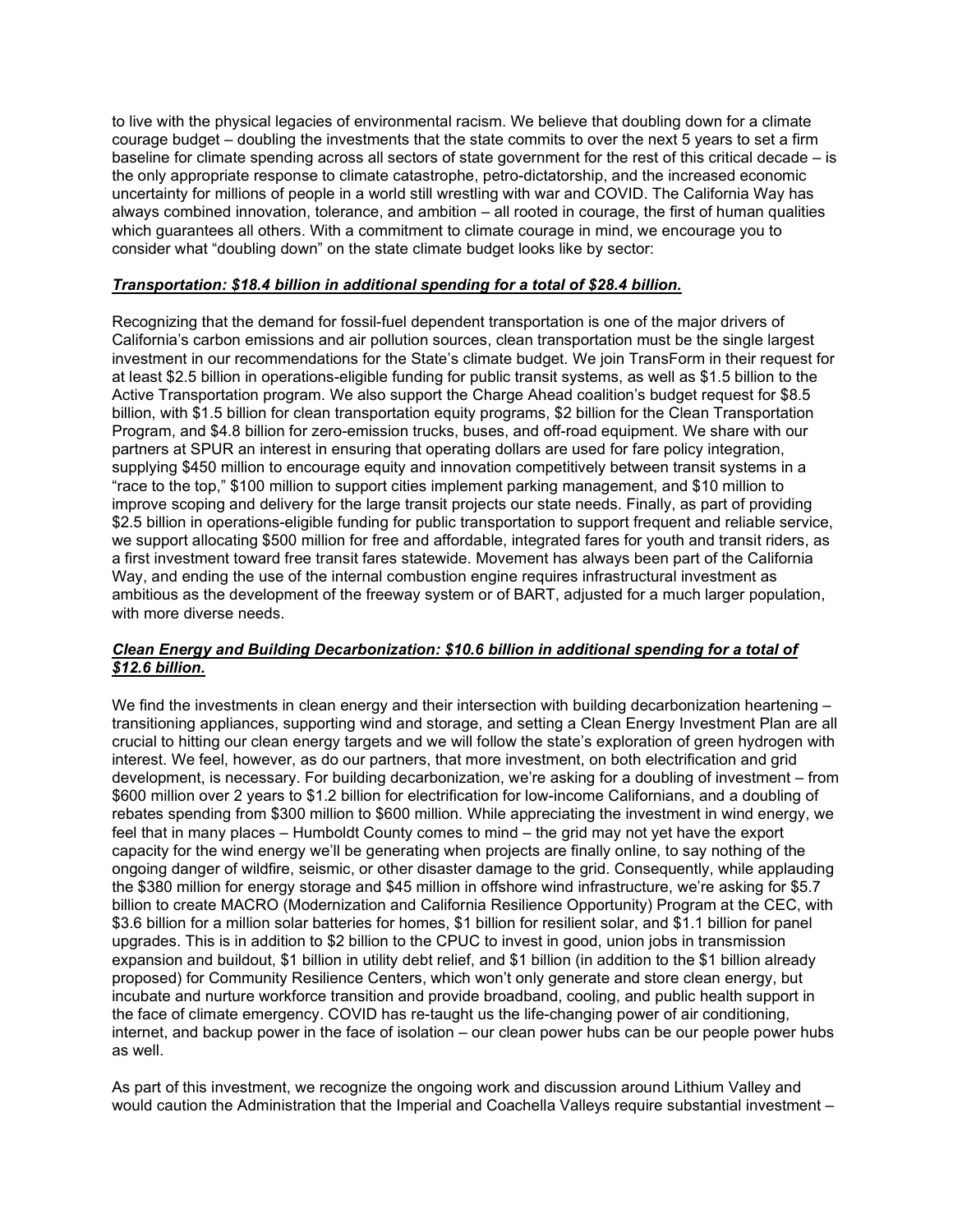to live with the physical legacies of environmental racism. We believe that doubling down for a climate courage budget – doubling the investments that the state commits to over the next 5 years to set a firm baseline for climate spending across all sectors of state government for the rest of this critical decade – is the only appropriate response to climate catastrophe, petro-dictatorship, and the increased economic uncertainty for millions of people in a world still wrestling with war and COVID. The California Way has always combined innovation, tolerance, and ambition – all rooted in courage, the first of human qualities which guarantees all others. With a commitment to climate courage in mind, we encourage you to consider what "doubling down" on the state climate budget looks like by sector:

***<u>Transportation: $18.4 billion in additional spending for a total of $28.4 billion.</u>***

Recognizing that the demand for fossil-fuel dependent transportation is one of the major drivers of California's carbon emissions and air pollution sources, clean transportation must be the single largest investment in our recommendations for the State's climate budget. We join TransForm in their request for at least $2.5 billion in operations-eligible funding for public transit systems, as well as $1.5 billion to the Active Transportation program. We also support the Charge Ahead coalition's budget request for $8.5 billion, with $1.5 billion for clean transportation equity programs, $2 billion for the Clean Transportation Program, and $4.8 billion for zero-emission trucks, buses, and off-road equipment. We share with our partners at SPUR an interest in ensuring that operating dollars are used for fare policy integration, supplying $450 million to encourage equity and innovation competitively between transit systems in a "race to the top," $100 million to support cities implement parking management, and $10 million to improve scoping and delivery for the large transit projects our state needs. Finally, as part of providing $2.5 billion in operations-eligible funding for public transportation to support frequent and reliable service, we support allocating $500 million for free and affordable, integrated fares for youth and transit riders, as a first investment toward free transit fares statewide. Movement has always been part of the California Way, and ending the use of the internal combustion engine requires infrastructural investment as ambitious as the development of the freeway system or of BART, adjusted for a much larger population, with more diverse needs.

***<u>Clean Energy and Building Decarbonization: $10.6 billion in additional spending for a total of $12.6 billion.</u>***

We find the investments in clean energy and their intersection with building decarbonization heartening – transitioning appliances, supporting wind and storage, and setting a Clean Energy Investment Plan are all crucial to hitting our clean energy targets and we will follow the state's exploration of green hydrogen with interest. We feel, however, as do our partners, that more investment, on both electrification and grid development, is necessary. For building decarbonization, we're asking for a doubling of investment – from $600 million over 2 years to $1.2 billion for electrification for low-income Californians, and a doubling of rebates spending from $300 million to $600 million. While appreciating the investment in wind energy, we feel that in many places – Humboldt County comes to mind – the grid may not yet have the export capacity for the wind energy we'll be generating when projects are finally online, to say nothing of the ongoing danger of wildfire, seismic, or other disaster damage to the grid. Consequently, while applauding the $380 million for energy storage and $45 million in offshore wind infrastructure, we're asking for $5.7 billion to create MACRO (Modernization and California Resilience Opportunity) Program at the CEC, with $3.6 billion for a million solar batteries for homes, $1 billion for resilient solar, and $1.1 billion for panel upgrades. This is in addition to $2 billion to the CPUC to invest in good, union jobs in transmission expansion and buildout, $1 billion in utility debt relief, and $1 billion (in addition to the $1 billion already proposed) for Community Resilience Centers, which won't only generate and store clean energy, but incubate and nurture workforce transition and provide broadband, cooling, and public health support in the face of climate emergency. COVID has re-taught us the life-changing power of air conditioning, internet, and backup power in the face of isolation – our clean power hubs can be our people power hubs as well.

As part of this investment, we recognize the ongoing work and discussion around Lithium Valley and would caution the Administration that the Imperial and Coachella Valleys require substantial investment –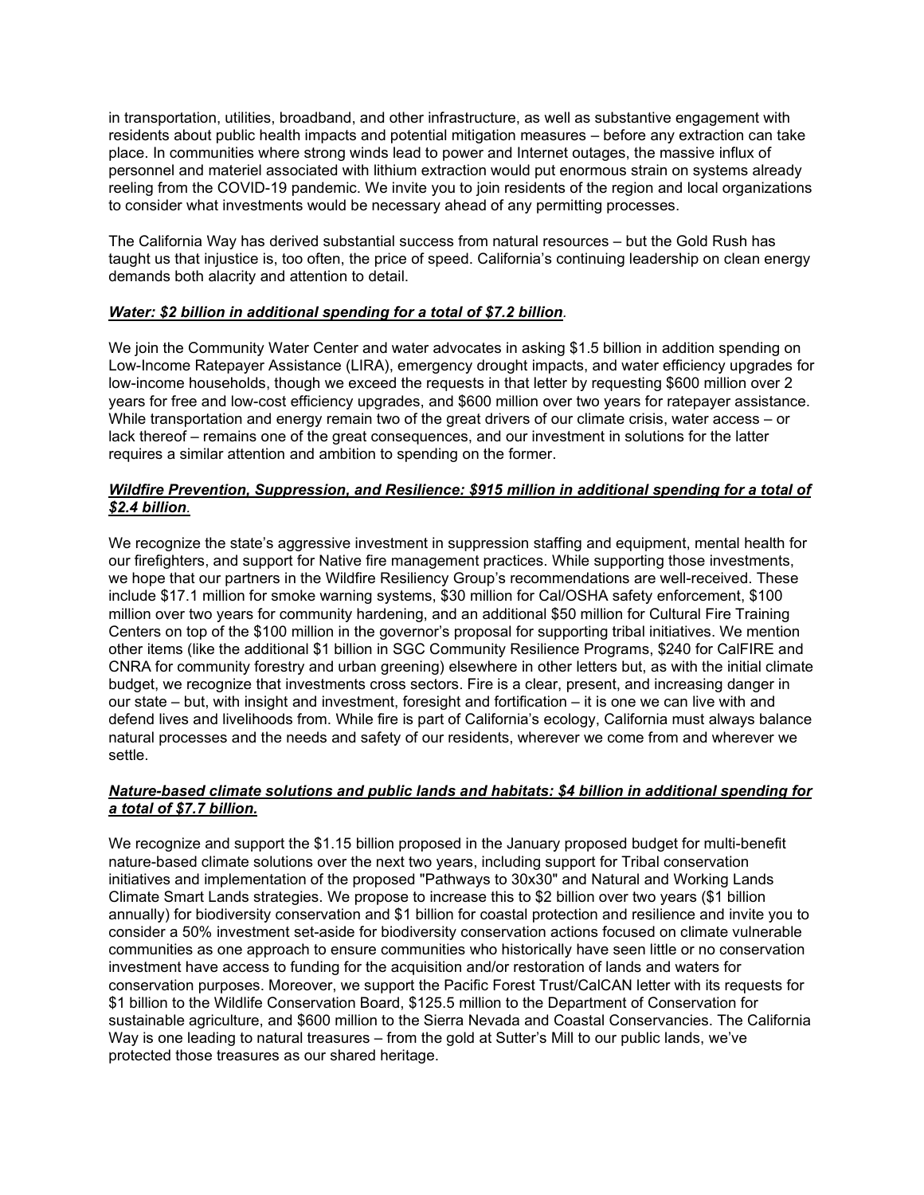in transportation, utilities, broadband, and other infrastructure, as well as substantive engagement with residents about public health impacts and potential mitigation measures – before any extraction can take place. In communities where strong winds lead to power and Internet outages, the massive influx of personnel and materiel associated with lithium extraction would put enormous strain on systems already reeling from the COVID-19 pandemic. We invite you to join residents of the region and local organizations to consider what investments would be necessary ahead of any permitting processes.

The California Way has derived substantial success from natural resources – but the Gold Rush has taught us that injustice is, too often, the price of speed. California's continuing leadership on clean energy demands both alacrity and attention to detail.

***Water: $2 billion in additional spending for a total of $7.2 billion***.

We join the Community Water Center and water advocates in asking $1.5 billion in addition spending on Low-Income Ratepayer Assistance (LIRA), emergency drought impacts, and water efficiency upgrades for low-income households, though we exceed the requests in that letter by requesting $600 million over 2 years for free and low-cost efficiency upgrades, and $600 million over two years for ratepayer assistance. While transportation and energy remain two of the great drivers of our climate crisis, water access – or lack thereof – remains one of the great consequences, and our investment in solutions for the latter requires a similar attention and ambition to spending on the former.

***Wildfire Prevention, Suppression, and Resilience: $915 million in additional spending for a total of $2.4 billion***.

We recognize the state's aggressive investment in suppression staffing and equipment, mental health for our firefighters, and support for Native fire management practices. While supporting those investments, we hope that our partners in the Wildfire Resiliency Group's recommendations are well-received. These include $17.1 million for smoke warning systems, $30 million for Cal/OSHA safety enforcement, $100 million over two years for community hardening, and an additional $50 million for Cultural Fire Training Centers on top of the $100 million in the governor's proposal for supporting tribal initiatives. We mention other items (like the additional $1 billion in SGC Community Resilience Programs, $240 for CalFIRE and CNRA for community forestry and urban greening) elsewhere in other letters but, as with the initial climate budget, we recognize that investments cross sectors. Fire is a clear, present, and increasing danger in our state – but, with insight and investment, foresight and fortification – it is one we can live with and defend lives and livelihoods from. While fire is part of California's ecology, California must always balance natural processes and the needs and safety of our residents, wherever we come from and wherever we settle.

***Nature-based climate solutions and public lands and habitats: $4 billion in additional spending for a total of $7.7 billion.***

We recognize and support the $1.15 billion proposed in the January proposed budget for multi-benefit nature-based climate solutions over the next two years, including support for Tribal conservation initiatives and implementation of the proposed "Pathways to 30x30" and Natural and Working Lands Climate Smart Lands strategies. We propose to increase this to $2 billion over two years ($1 billion annually) for biodiversity conservation and $1 billion for coastal protection and resilience and invite you to consider a 50% investment set-aside for biodiversity conservation actions focused on climate vulnerable communities as one approach to ensure communities who historically have seen little or no conservation investment have access to funding for the acquisition and/or restoration of lands and waters for conservation purposes. Moreover, we support the Pacific Forest Trust/CalCAN letter with its requests for $1 billion to the Wildlife Conservation Board, $125.5 million to the Department of Conservation for sustainable agriculture, and $600 million to the Sierra Nevada and Coastal Conservancies. The California Way is one leading to natural treasures – from the gold at Sutter's Mill to our public lands, we've protected those treasures as our shared heritage.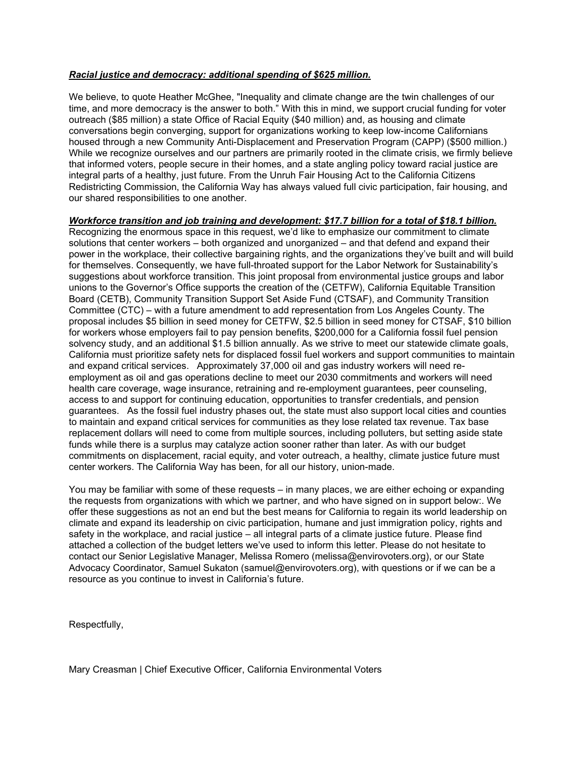***Racial justice and democracy: additional spending of $625 million.***

We believe, to quote Heather McGhee, "Inequality and climate change are the twin challenges of our time, and more democracy is the answer to both." With this in mind, we support crucial funding for voter outreach ($85 million) a state Office of Racial Equity ($40 million) and, as housing and climate conversations begin converging, support for organizations working to keep low-income Californians housed through a new Community Anti-Displacement and Preservation Program (CAPP) ($500 million.) While we recognize ourselves and our partners are primarily rooted in the climate crisis, we firmly believe that informed voters, people secure in their homes, and a state angling policy toward racial justice are integral parts of a healthy, just future. From the Unruh Fair Housing Act to the California Citizens Redistricting Commission, the California Way has always valued full civic participation, fair housing, and our shared responsibilities to one another.

***Workforce transition and job training and development: $17.7 billion for a total of $18.1 billion.***
Recognizing the enormous space in this request, we'd like to emphasize our commitment to climate solutions that center workers – both organized and unorganized – and that defend and expand their power in the workplace, their collective bargaining rights, and the organizations they've built and will build for themselves. Consequently, we have full-throated support for the Labor Network for Sustainability's suggestions about workforce transition. This joint proposal from environmental justice groups and labor unions to the Governor's Office supports the creation of the (CETFW), California Equitable Transition Board (CETB), Community Transition Support Set Aside Fund (CTSAF), and Community Transition Committee (CTC) – with a future amendment to add representation from Los Angeles County. The proposal includes $5 billion in seed money for CETFW, $2.5 billion in seed money for CTSAF, $10 billion for workers whose employers fail to pay pension benefits, $200,000 for a California fossil fuel pension solvency study, and an additional $1.5 billion annually. As we strive to meet our statewide climate goals, California must prioritize safety nets for displaced fossil fuel workers and support communities to maintain and expand critical services. Approximately 37,000 oil and gas industry workers will need re-employment as oil and gas operations decline to meet our 2030 commitments and workers will need health care coverage, wage insurance, retraining and re-employment guarantees, peer counseling, access to and support for continuing education, opportunities to transfer credentials, and pension guarantees. As the fossil fuel industry phases out, the state must also support local cities and counties to maintain and expand critical services for communities as they lose related tax revenue. Tax base replacement dollars will need to come from multiple sources, including polluters, but setting aside state funds while there is a surplus may catalyze action sooner rather than later. As with our budget commitments on displacement, racial equity, and voter outreach, a healthy, climate justice future must center workers. The California Way has been, for all our history, union-made.

You may be familiar with some of these requests – in many places, we are either echoing or expanding the requests from organizations with which we partner, and who have signed on in support below:. We offer these suggestions as not an end but the best means for California to regain its world leadership on climate and expand its leadership on civic participation, humane and just immigration policy, rights and safety in the workplace, and racial justice – all integral parts of a climate justice future. Please find attached a collection of the budget letters we've used to inform this letter. Please do not hesitate to contact our Senior Legislative Manager, Melissa Romero (melissa@envirovoters.org), or our State Advocacy Coordinator, Samuel Sukaton (samuel@envirovoters.org), with questions or if we can be a resource as you continue to invest in California's future.

Respectfully,

Mary Creasman | Chief Executive Officer, California Environmental Voters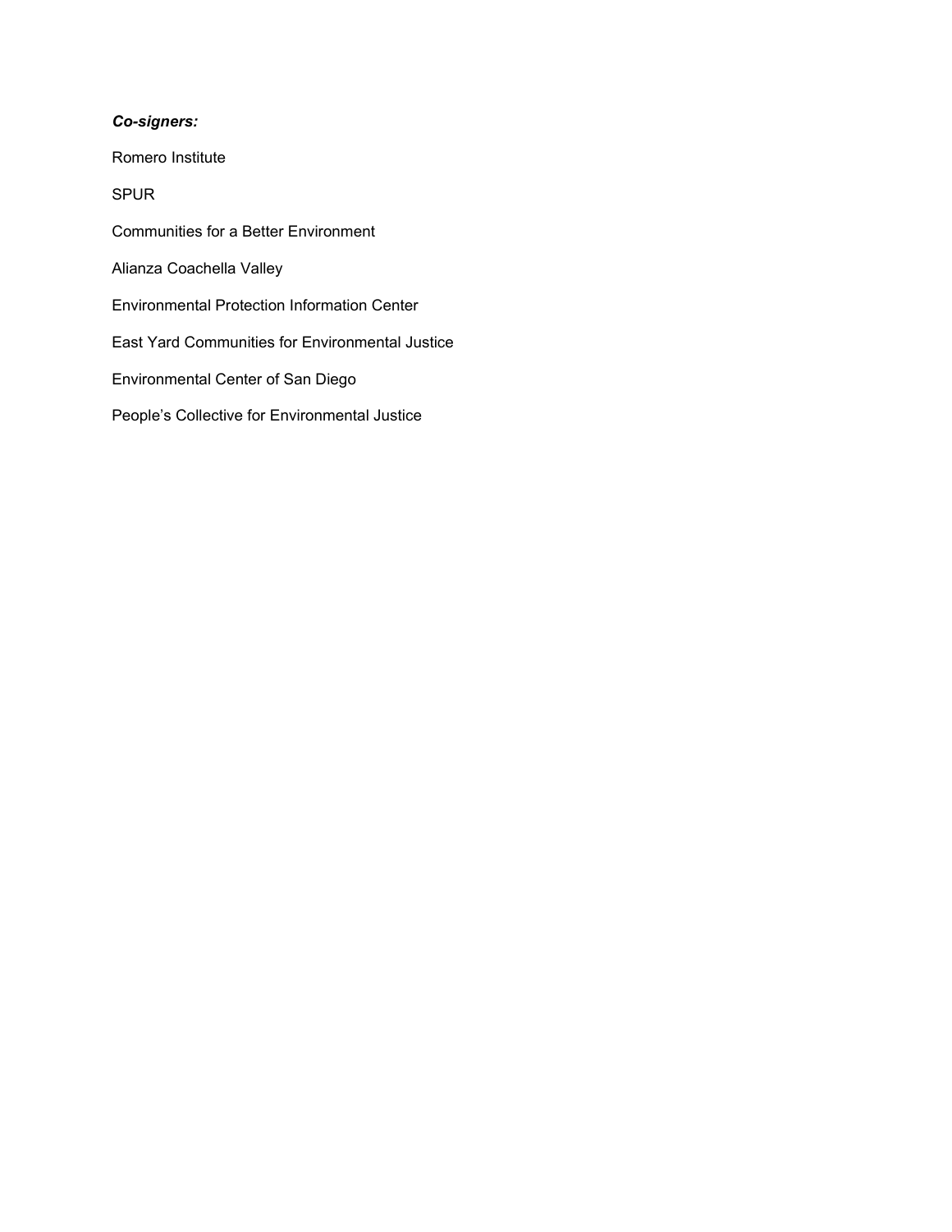***Co-signers:***

Romero Institute

SPUR

Communities for a Better Environment

Alianza Coachella Valley

Environmental Protection Information Center

East Yard Communities for Environmental Justice

Environmental Center of San Diego

People's Collective for Environmental Justice